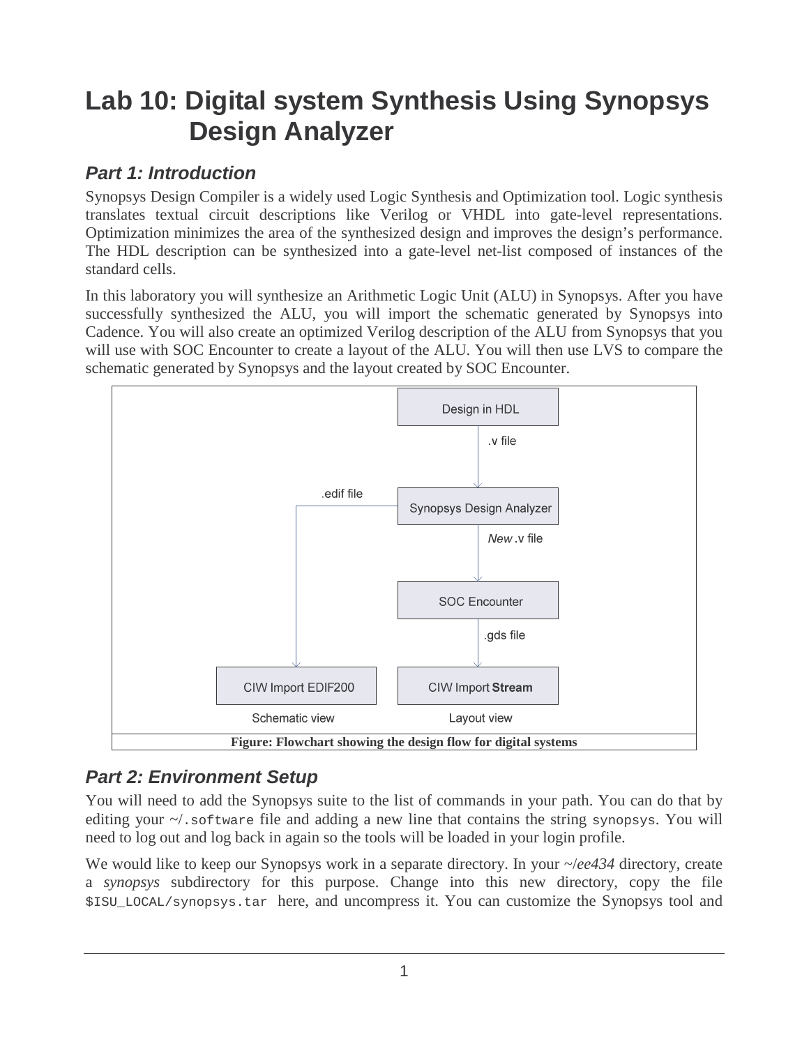# Lab 10: Digital system Synthesis Using Synopsys Design Analyzer

## *Part 1: Introduction*

Synopsys Design Compiler is a widely used Logic Synthesis and Optimization tool. Logic synthesis translates textual circuit descriptions like Verilog or VHDL into gate-level representations. Optimization minimizes the area of the synthesized design and improves the design's performance. The HDL description can be synthesized into a gate-level net-list composed of instances of the standard cells.

In this laboratory you will synthesize an Arithmetic Logic Unit (ALU) in Synopsys. After you have successfully synthesized the ALU, you will import the schematic generated by Synopsys into Cadence. You will also create an optimized Verilog description of the ALU from Synopsys that you will use with SOC Encounter to create a layout of the ALU. You will then use LVS to compare the schematic generated by Synopsys and the layout created by SOC Encounter.

Design in HDL

.v file

.edif file

Synopsys Design Analyzer

*New* .v file

SOC Encounter

.gds file

CIW Import EDIF200

CIW Import **Stream**

Schematic view

Layout view

**Figure: Flowchart showing the design flow for digital systems**

## *Part 2: Environment Setup*

You will need to add the Synopsys suite to the list of commands in your path. You can do that by editing your `~/.software` file and adding a new line that contains the string `synopsys`. You will need to log out and log back in again so the tools will be loaded in your login profile.

We would like to keep our Synopsys work in a separate directory. In your *~/ee434* directory, create a *synopsys* subdirectory for this purpose. Change into this new directory, copy the file `$ISU_LOCAL/synopsys.tar` here, and uncompress it. You can customize the Synopsys tool and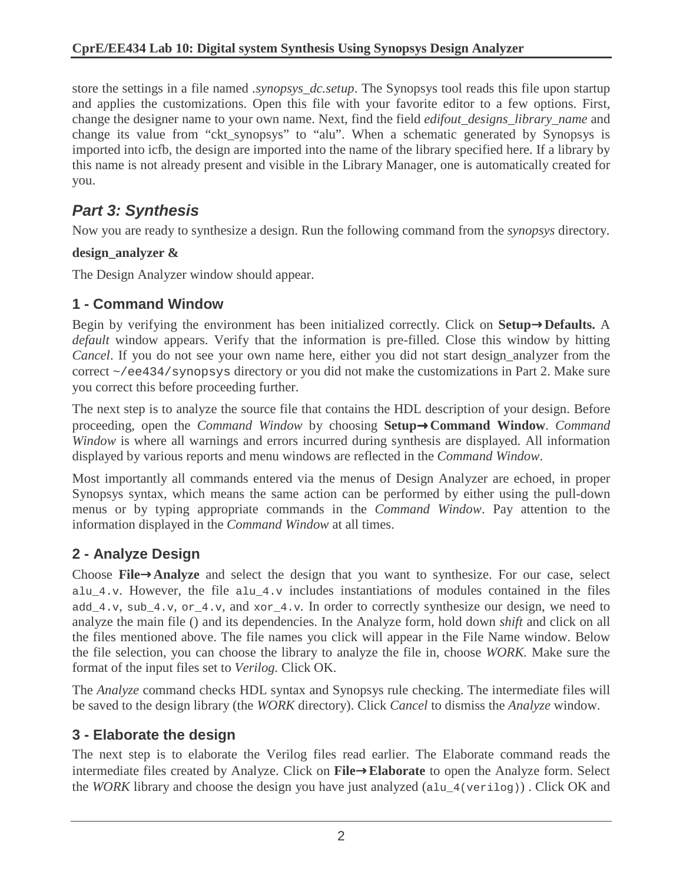store the settings in a file named *.synopsys_dc.setup*. The Synopsys tool reads this file upon startup and applies the customizations. Open this file with your favorite editor to a few options. First, change the designer name to your own name. Next, find the field *edifout_designs_library_name* and change its value from "ckt_synopsys" to "alu". When a schematic generated by Synopsys is imported into icfb, the design are imported into the name of the library specified here. If a library by this name is not already present and visible in the Library Manager, one is automatically created for you.

## *Part 3: Synthesis*

Now you are ready to synthesize a design. Run the following command from the *synopsys* directory.

**design_analyzer &**

The Design Analyzer window should appear.

### 1 - Command Window

Begin by verifying the environment has been initialized correctly. Click on **Setup→Defaults.** A *default* window appears. Verify that the information is pre-filled. Close this window by hitting *Cancel*. If you do not see your own name here, either you did not start design_analyzer from the correct `~/ee434/synopsys` directory or you did not make the customizations in Part 2. Make sure you correct this before proceeding further.

The next step is to analyze the source file that contains the HDL description of your design. Before proceeding, open the *Command Window* by choosing **Setup→Command Window**. *Command Window* is where all warnings and errors incurred during synthesis are displayed. All information displayed by various reports and menu windows are reflected in the *Command Window*.

Most importantly all commands entered via the menus of Design Analyzer are echoed, in proper Synopsys syntax, which means the same action can be performed by either using the pull-down menus or by typing appropriate commands in the *Command Window*. Pay attention to the information displayed in the *Command Window* at all times.

### 2 - Analyze Design

Choose **File→Analyze** and select the design that you want to synthesize. For our case, select `alu_4.v`. However, the file `alu_4.v` includes instantiations of modules contained in the files `add_4.v`, `sub_4.v`, `or_4.v`, and `xor_4.v`. In order to correctly synthesize our design, we need to analyze the main file () and its dependencies. In the Analyze form, hold down *shift* and click on all the files mentioned above. The file names you click will appear in the File Name window. Below the file selection, you can choose the library to analyze the file in, choose *WORK*. Make sure the format of the input files set to *Verilog.* Click OK.

The *Analyze* command checks HDL syntax and Synopsys rule checking. The intermediate files will be saved to the design library (the *WORK* directory). Click *Cancel* to dismiss the *Analyze* window.

### 3 - Elaborate the design

The next step is to elaborate the Verilog files read earlier. The Elaborate command reads the intermediate files created by Analyze. Click on **File→Elaborate** to open the Analyze form. Select the *WORK* library and choose the design you have just analyzed (`alu_4(verilog)`) . Click OK and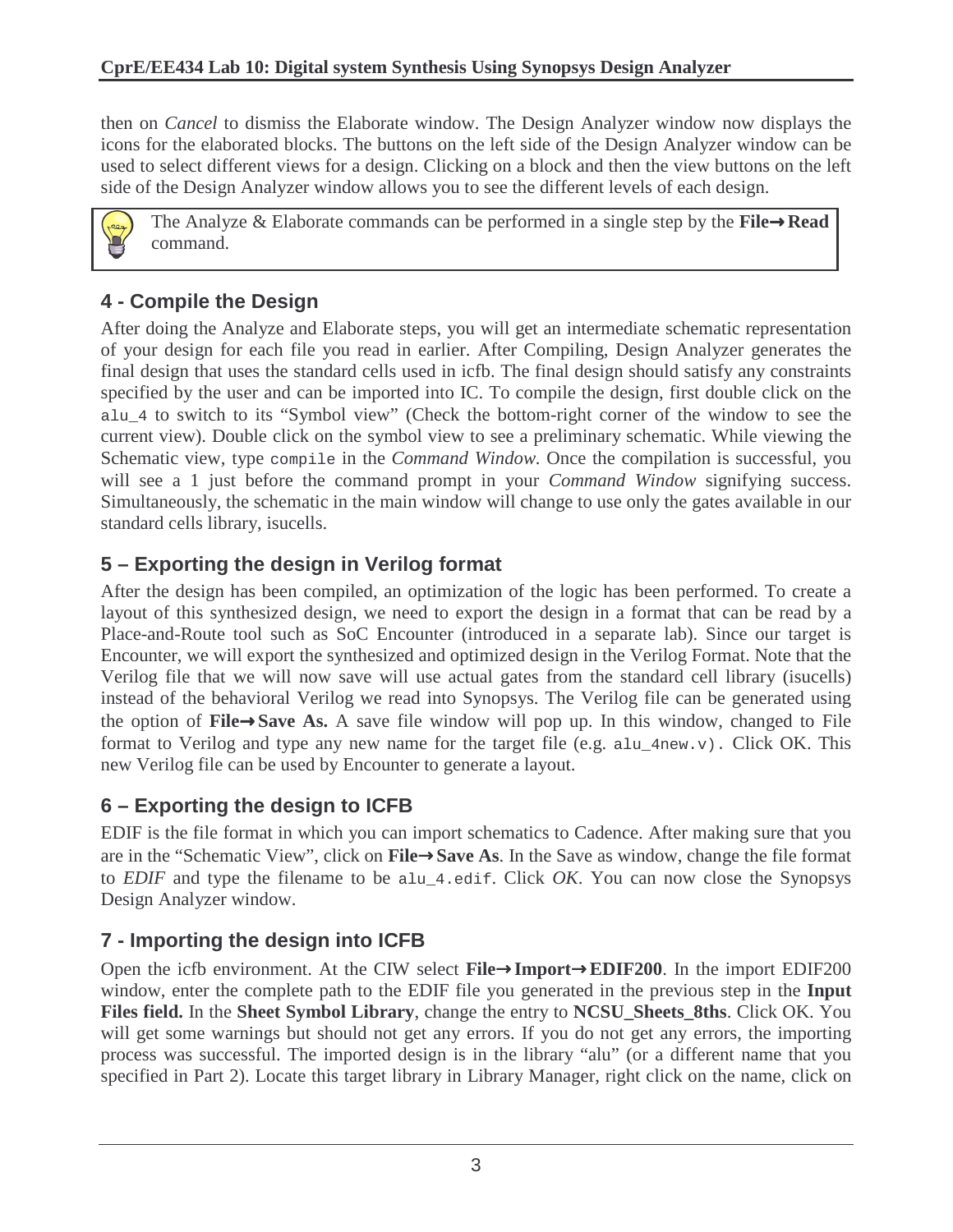then on *Cancel* to dismiss the Elaborate window. The Design Analyzer window now displays the icons for the elaborated blocks. The buttons on the left side of the Design Analyzer window can be used to select different views for a design. Clicking on a block and then the view buttons on the left side of the Design Analyzer window allows you to see the different levels of each design.

> The Analyze & Elaborate commands can be performed in a single step by the **File→Read** command.

## 4 - Compile the Design

After doing the Analyze and Elaborate steps, you will get an intermediate schematic representation of your design for each file you read in earlier. After Compiling, Design Analyzer generates the final design that uses the standard cells used in icfb. The final design should satisfy any constraints specified by the user and can be imported into IC. To compile the design, first double click on the `alu_4` to switch to its "Symbol view" (Check the bottom-right corner of the window to see the current view). Double click on the symbol view to see a preliminary schematic. While viewing the Schematic view, type `compile` in the *Command Window*. Once the compilation is successful, you will see a 1 just before the command prompt in your *Command Window* signifying success. Simultaneously, the schematic in the main window will change to use only the gates available in our standard cells library, isucells.

## 5 – Exporting the design in Verilog format

After the design has been compiled, an optimization of the logic has been performed. To create a layout of this synthesized design, we need to export the design in a format that can be read by a Place-and-Route tool such as SoC Encounter (introduced in a separate lab). Since our target is Encounter, we will export the synthesized and optimized design in the Verilog Format. Note that the Verilog file that we will now save will use actual gates from the standard cell library (isucells) instead of the behavioral Verilog we read into Synopsys. The Verilog file can be generated using the option of **File→Save As.** A save file window will pop up. In this window, changed to File format to Verilog and type any new name for the target file (e.g. `alu_4new.v`). Click OK. This new Verilog file can be used by Encounter to generate a layout.

## 6 – Exporting the design to ICFB

EDIF is the file format in which you can import schematics to Cadence. After making sure that you are in the "Schematic View", click on **File→Save As**. In the Save as window, change the file format to *EDIF* and type the filename to be `alu_4.edif`. Click *OK*. You can now close the Synopsys Design Analyzer window.

## 7 - Importing the design into ICFB

Open the icfb environment. At the CIW select **File→Import→EDIF200**. In the import EDIF200 window, enter the complete path to the EDIF file you generated in the previous step in the **Input Files field.** In the **Sheet Symbol Library**, change the entry to **NCSU_Sheets_8ths**. Click OK. You will get some warnings but should not get any errors. If you do not get any errors, the importing process was successful. The imported design is in the library "alu" (or a different name that you specified in Part 2). Locate this target library in Library Manager, right click on the name, click on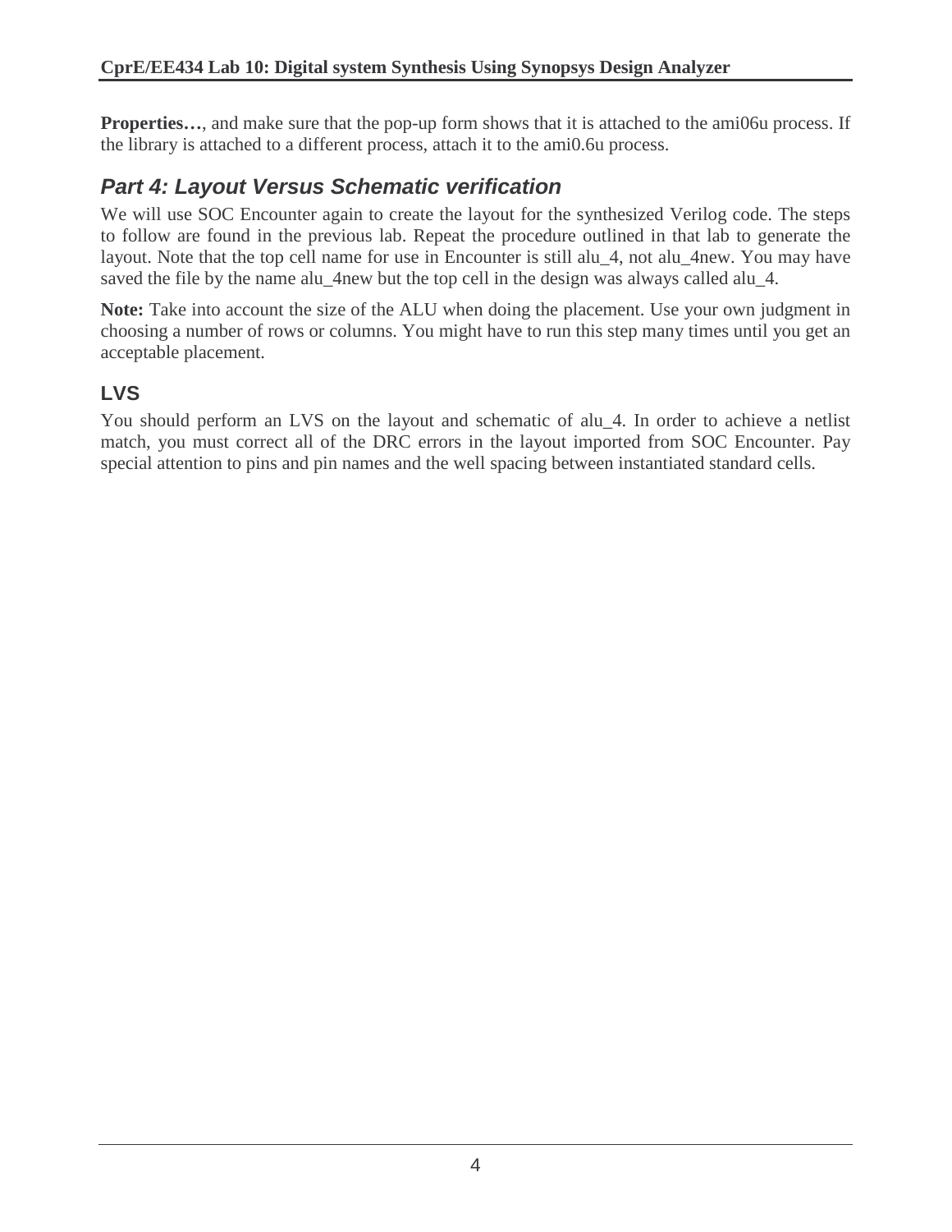**Properties…**, and make sure that the pop-up form shows that it is attached to the ami06u process. If the library is attached to a different process, attach it to the ami0.6u process.

## *Part 4: Layout Versus Schematic verification*

We will use SOC Encounter again to create the layout for the synthesized Verilog code. The steps to follow are found in the previous lab. Repeat the procedure outlined in that lab to generate the layout. Note that the top cell name for use in Encounter is still alu_4, not alu_4new. You may have saved the file by the name alu_4new but the top cell in the design was always called alu_4.

**Note:** Take into account the size of the ALU when doing the placement. Use your own judgment in choosing a number of rows or columns. You might have to run this step many times until you get an acceptable placement.

### LVS

You should perform an LVS on the layout and schematic of alu_4. In order to achieve a netlist match, you must correct all of the DRC errors in the layout imported from SOC Encounter. Pay special attention to pins and pin names and the well spacing between instantiated standard cells.